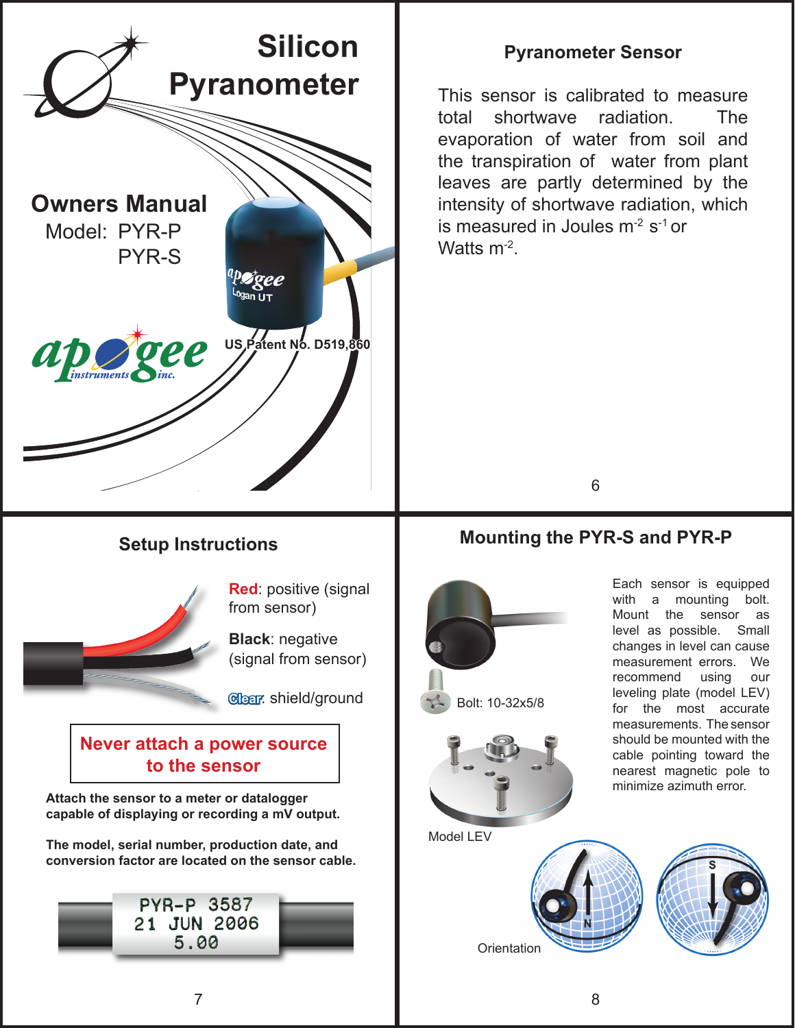# Silicon Pyranometer

## Owners Manual

Model: PYR-P
PYR-S

apogee instruments inc.

US Patent No. D519,860

## Pyranometer Sensor

This sensor is calibrated to measure total shortwave radiation. The evaporation of water from soil and the transpiration of water from plant leaves are partly determined by the intensity of shortwave radiation, which is measured in Joules $m^{-2}$ $s^{-1}$ or Watts $m^{-2}$.

## Setup Instructions

**Red**: positive (signal from sensor)

**Black**: negative (signal from sensor)

**Clear**: shield/ground

**Never attach a power source to the sensor**

**Attach the sensor to a meter or datalogger capable of displaying or recording a mV output.**

**The model, serial number, production date, and conversion factor are located on the sensor cable.**

PYR-P 3587
21 JUN 2006
5.00

## Mounting the PYR-S and PYR-P

Each sensor is equipped with a mounting bolt. Mount the sensor as level as possible. Small changes in level can cause measurement errors. We recommend using our leveling plate (model LEV) for the most accurate measurements. The sensor should be mounted with the cable pointing toward the nearest magnetic pole to minimize azimuth error.

Bolt: 10-32x5/8

Model LEV

Orientation

N

S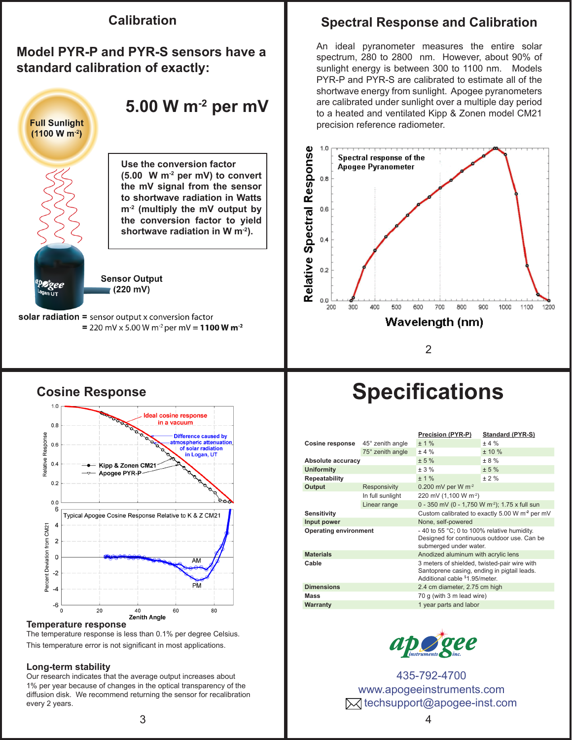## Calibration

**Model PYR-P and PYR-S sensors have a standard calibration of exactly:**

**5.00 W m$^{-2}$ per mV**

Full Sunlight (1100 W m$^{-2}$)

Use the conversion factor (5.00 W m$^{-2}$ per mV) to convert the mV signal from the sensor to shortwave radiation in Watts m$^{-2}$ (multiply the mV output by the conversion factor to yield shortwave radiation in W m$^{-2}$).

Sensor Output (220 mV)

**solar radiation** = sensor output x conversion factor
= 220 mV x 5.00 W m$^{-2}$ per mV = **1100 W m$^{-2}$**

## Spectral Response and Calibration

An ideal pyranometer measures the entire solar spectrum, 280 to 2800 nm. However, about 90% of sunlight energy is between 300 to 1100 nm. Models PYR-P and PYR-S are calibrated to estimate all of the shortwave energy from sunlight. Apogee pyranometers are calibrated under sunlight over a multiple day period to a heated and ventilated Kipp & Zonen model CM21 precision reference radiometer.

Spectral response of the Apogee Pyranometer
Relative Spectral Response
Wavelength (nm)
0.0 0.2 0.4 0.6 0.8 1.0
200 300 400 500 600 700 800 900 1000 1100 1200

## Cosine Response

Ideal cosine response in a vacuum
Difference caused by atmospheric attenuation of solar radiation in Logan, UT
Kipp & Zonen CM21
Apogee PYR-P
Relative Response
0.0 0.2 0.4 0.6 0.8 1.0

Typical Apogee Cosine Response Relative to K & Z CM21
Percent Deviation from CM21
AM
PM
-6 -4 -2 0 2 4 6
0 20 40 60 80
Zenith Angle

### Temperature response

The temperature response is less than 0.1% per degree Celsius. This temperature error is not significant in most applications.

### Long-term stability

Our research indicates that the average output increases about 1% per year because of changes in the optical transparency of the diffusion disk. We recommend returning the sensor for recalibration every 2 years.

# Specifications

| | | Precision (PYR-P) | Standard (PYR-S) |
|---|---|---|---|
| Cosine response | 45° zenith angle | ± 1 % | ± 4 % |
| | 75° zenith angle | ± 4 % | ± 10 % |
| Absolute accuracy | | ± 5 % | ± 8 % |
| Uniformity | | ± 3 % | ± 5 % |
| Repeatability | | ± 1 % | ± 2 % |
| Output | Responsivity | 0.200 mV per W m$^{-2}$ | |
| | In full sunlight | 220 mV (1,100 W m$^{-2}$) | |
| | Linear range | 0 - 350 mV (0 - 1,750 W m$^{-2}$); 1.75 x full sun | |
| Sensitivity | | Custom calibrated to exactly 5.00 W m$^{-2}$ per mV | |
| Input power | | None, self-powered | |
| Operating environment | | - 40 to 55 °C; 0 to 100% relative humidity. Designed for continuous outdoor use. Can be submerged under water. | |
| Materials | | Anodized aluminum with acrylic lens | |
| Cable | | 3 meters of shielded, twisted-pair wire with Santoprene casing, ending in pigtail leads. Additional cable $1.95/meter. | |
| Dimensions | | 2.4 cm diameter, 2.75 cm high | |
| Mass | | 70 g (with 3 m lead wire) | |
| Warranty | | 1 year parts and labor | |

apogee instruments inc.

435-792-4700
www.apogeeinstruments.com
techsupport@apogee-inst.com